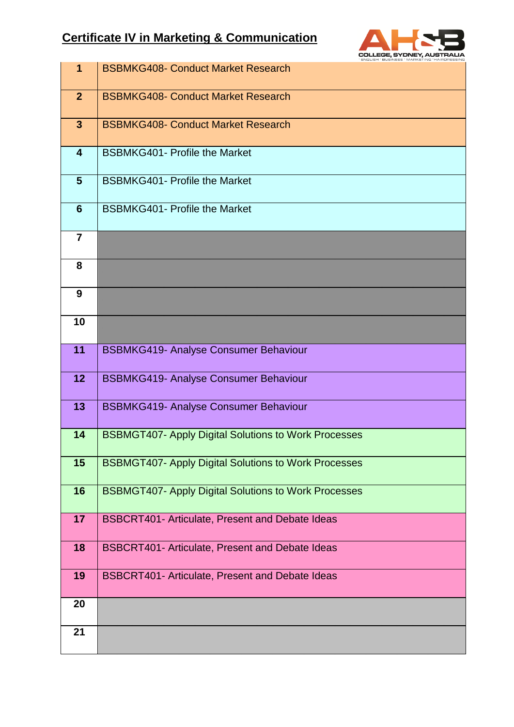# Certificate IV in Marketing & Communication

| | |
|---|---|
| 1 | BSBMKG408- Conduct Market Research |
| 2 | BSBMKG408- Conduct Market Research |
| 3 | BSBMKG408- Conduct Market Research |
| 4 | BSBMKG401- Profile the Market |
| 5 | BSBMKG401- Profile the Market |
| 6 | BSBMKG401- Profile the Market |
| 7 | |
| 8 | |
| 9 | |
| 10 | |
| 11 | BSBMKG419- Analyse Consumer Behaviour |
| 12 | BSBMKG419- Analyse Consumer Behaviour |
| 13 | BSBMKG419- Analyse Consumer Behaviour |
| 14 | BSBMGT407- Apply Digital Solutions to Work Processes |
| 15 | BSBMGT407- Apply Digital Solutions to Work Processes |
| 16 | BSBMGT407- Apply Digital Solutions to Work Processes |
| 17 | BSBCRT401- Articulate, Present and Debate Ideas |
| 18 | BSBCRT401- Articulate, Present and Debate Ideas |
| 19 | BSBCRT401- Articulate, Present and Debate Ideas |
| 20 | |
| 21 | |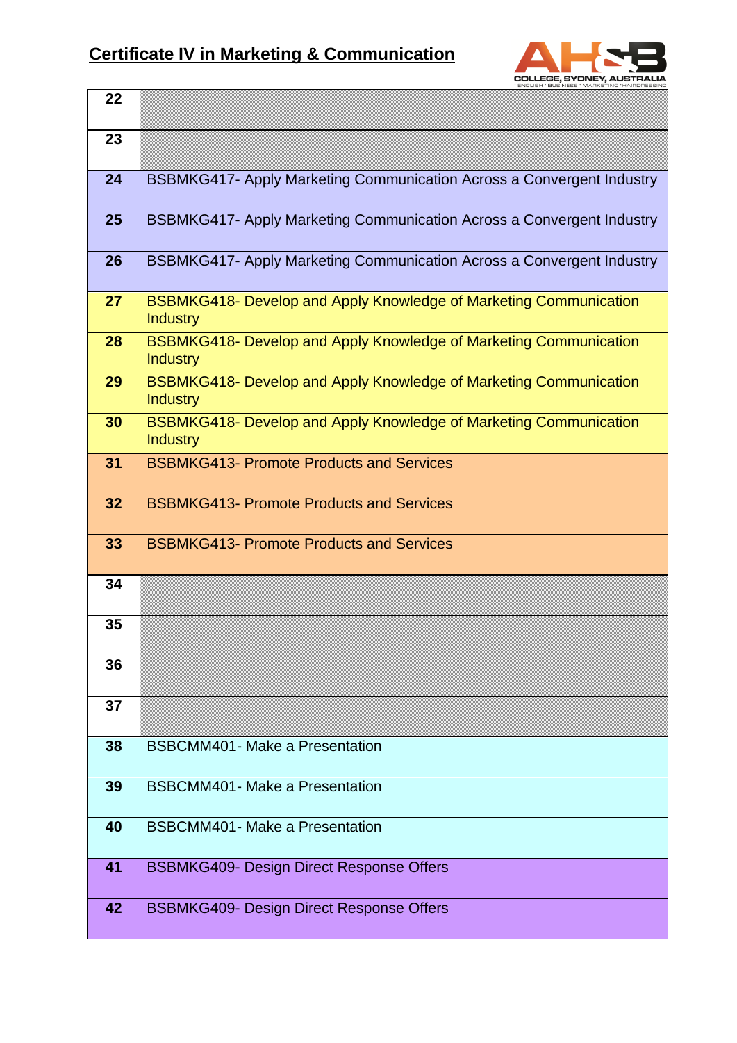## Certificate IV in Marketing & Communication

| | |
|---|---|
| 22 | |
| 23 | |
| 24 | BSBMKG417- Apply Marketing Communication Across a Convergent Industry |
| 25 | BSBMKG417- Apply Marketing Communication Across a Convergent Industry |
| 26 | BSBMKG417- Apply Marketing Communication Across a Convergent Industry |
| 27 | BSBMKG418- Develop and Apply Knowledge of Marketing Communication Industry |
| 28 | BSBMKG418- Develop and Apply Knowledge of Marketing Communication Industry |
| 29 | BSBMKG418- Develop and Apply Knowledge of Marketing Communication Industry |
| 30 | BSBMKG418- Develop and Apply Knowledge of Marketing Communication Industry |
| 31 | BSBMKG413- Promote Products and Services |
| 32 | BSBMKG413- Promote Products and Services |
| 33 | BSBMKG413- Promote Products and Services |
| 34 | |
| 35 | |
| 36 | |
| 37 | |
| 38 | BSBCMM401- Make a Presentation |
| 39 | BSBCMM401- Make a Presentation |
| 40 | BSBCMM401- Make a Presentation |
| 41 | BSBMKG409- Design Direct Response Offers |
| 42 | BSBMKG409- Design Direct Response Offers |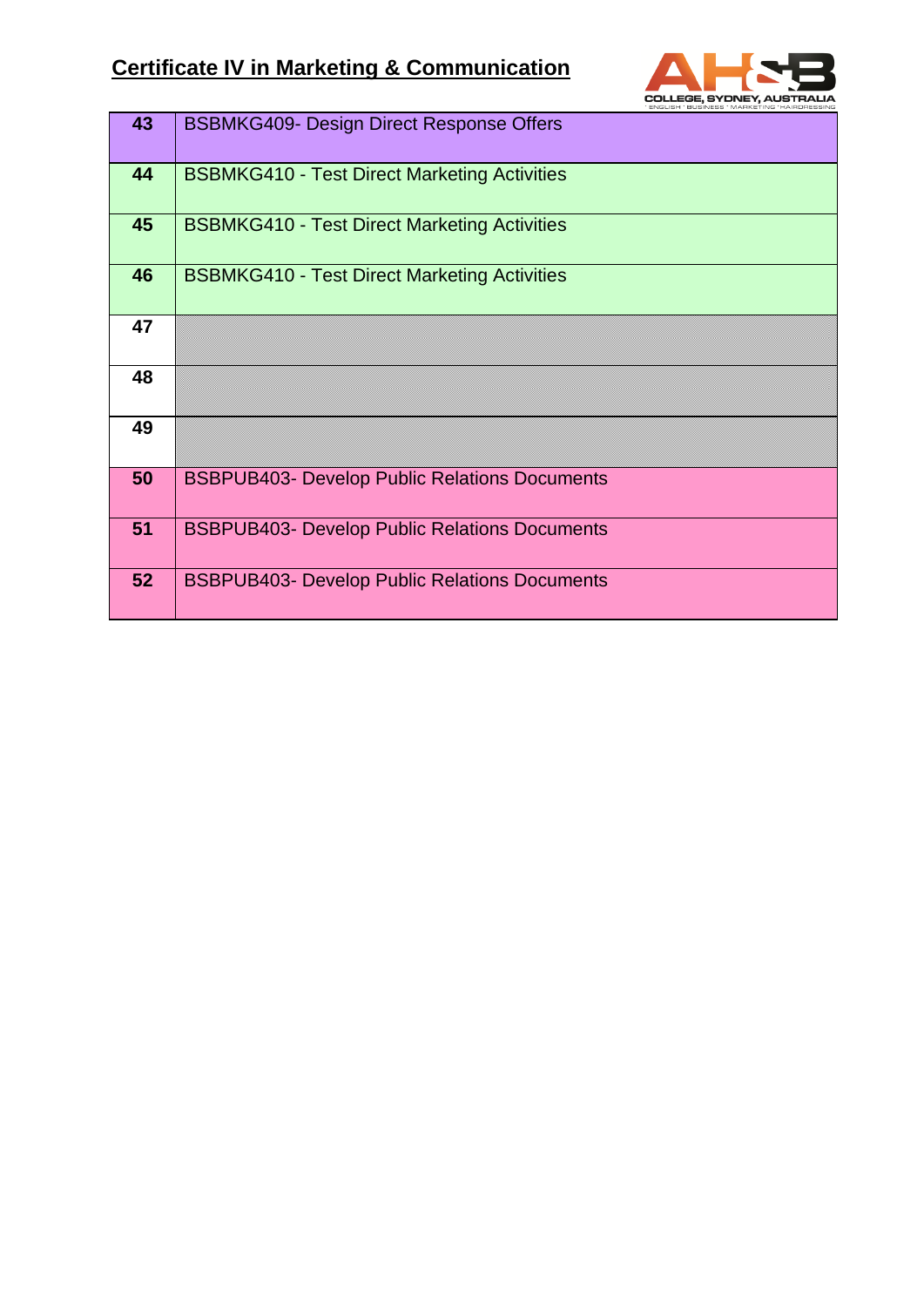## Certificate IV in Marketing & Communication

| | |
|---|---|
| 43 | BSBMKG409- Design Direct Response Offers |
| 44 | BSBMKG410 - Test Direct Marketing Activities |
| 45 | BSBMKG410 - Test Direct Marketing Activities |
| 46 | BSBMKG410 - Test Direct Marketing Activities |
| 47 | |
| 48 | |
| 49 | |
| 50 | BSBPUB403- Develop Public Relations Documents |
| 51 | BSBPUB403- Develop Public Relations Documents |
| 52 | BSBPUB403- Develop Public Relations Documents |